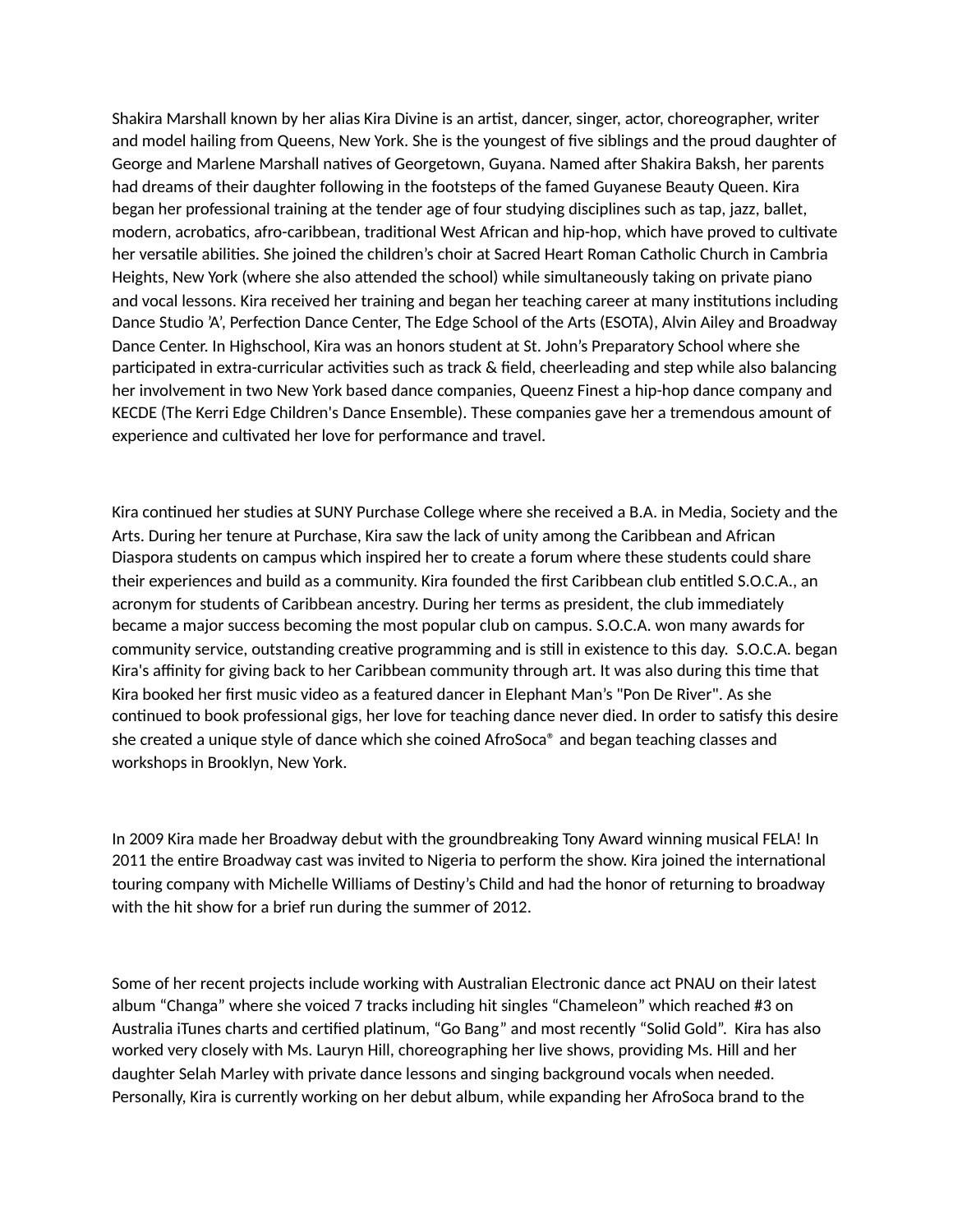Shakira Marshall known by her alias Kira Divine is an artist, dancer, singer, actor, choreographer, writer and model hailing from Queens, New York. She is the youngest of five siblings and the proud daughter of George and Marlene Marshall natives of Georgetown, Guyana. Named after Shakira Baksh, her parents had dreams of their daughter following in the footsteps of the famed Guyanese Beauty Queen. Kira began her professional training at the tender age of four studying disciplines such as tap, jazz, ballet, modern, acrobatics, afro-caribbean, traditional West African and hip-hop, which have proved to cultivate her versatile abilities. She joined the children's choir at Sacred Heart Roman Catholic Church in Cambria Heights, New York (where she also attended the school) while simultaneously taking on private piano and vocal lessons. Kira received her training and began her teaching career at many institutions including Dance Studio 'A', Perfection Dance Center, The Edge School of the Arts (ESOTA), Alvin Ailey and Broadway Dance Center. In Highschool, Kira was an honors student at St. John's Preparatory School where she participated in extra-curricular activities such as track & field, cheerleading and step while also balancing her involvement in two New York based dance companies, Queenz Finest a hip-hop dance company and KECDE (The Kerri Edge Children's Dance Ensemble). These companies gave her a tremendous amount of experience and cultivated her love for performance and travel.

Kira continued her studies at SUNY Purchase College where she received a B.A. in Media, Society and the Arts. During her tenure at Purchase, Kira saw the lack of unity among the Caribbean and African Diaspora students on campus which inspired her to create a forum where these students could share their experiences and build as a community. Kira founded the first Caribbean club entitled S.O.C.A., an acronym for students of Caribbean ancestry. During her terms as president, the club immediately became a major success becoming the most popular club on campus. S.O.C.A. won many awards for community service, outstanding creative programming and is still in existence to this day. S.O.C.A. began Kira's affinity for giving back to her Caribbean community through art. It was also during this time that Kira booked her first music video as a featured dancer in Elephant Man's "Pon De River". As she continued to book professional gigs, her love for teaching dance never died. In order to satisfy this desire she created a unique style of dance which she coined AfroSoca® and began teaching classes and workshops in Brooklyn, New York.

In 2009 Kira made her Broadway debut with the groundbreaking Tony Award winning musical FELA! In 2011 the entire Broadway cast was invited to Nigeria to perform the show. Kira joined the international touring company with Michelle Williams of Destiny's Child and had the honor of returning to broadway with the hit show for a brief run during the summer of 2012.

Some of her recent projects include working with Australian Electronic dance act PNAU on their latest album "Changa" where she voiced 7 tracks including hit singles "Chameleon" which reached #3 on Australia iTunes charts and certified platinum, "Go Bang" and most recently "Solid Gold". Kira has also worked very closely with Ms. Lauryn Hill, choreographing her live shows, providing Ms. Hill and her daughter Selah Marley with private dance lessons and singing background vocals when needed. Personally, Kira is currently working on her debut album, while expanding her AfroSoca brand to the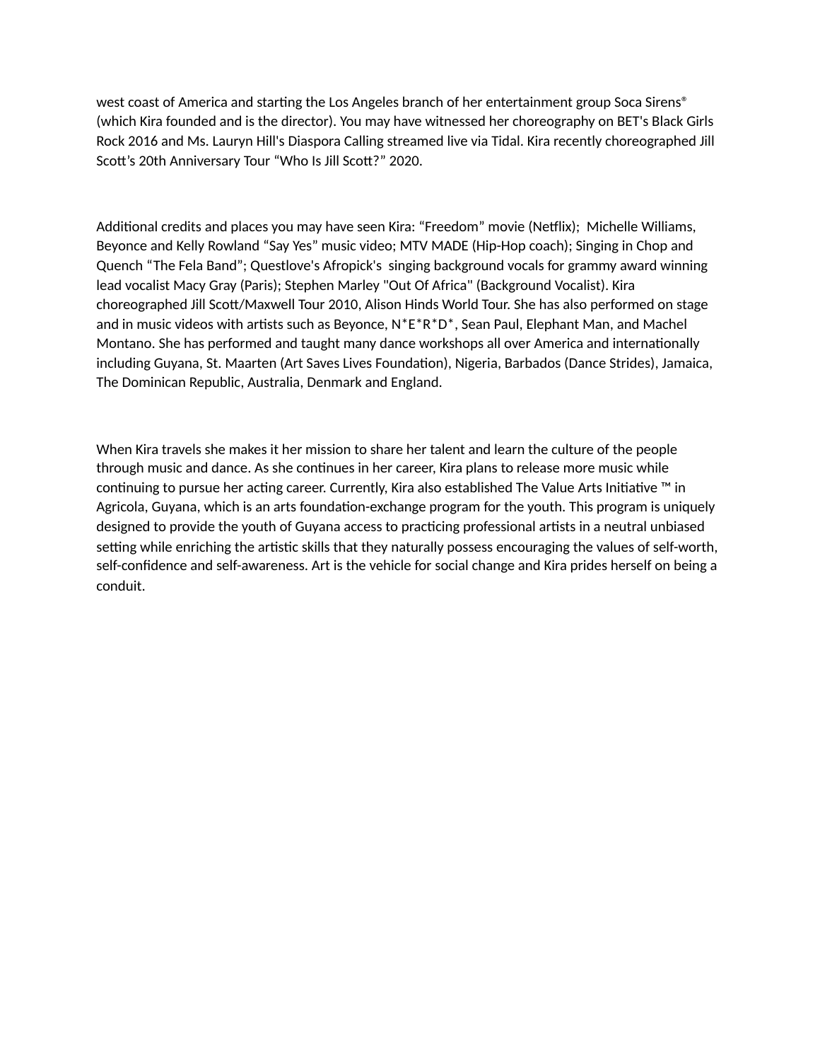west coast of America and starting the Los Angeles branch of her entertainment group Soca Sirens® (which Kira founded and is the director). You may have witnessed her choreography on BET's Black Girls Rock 2016 and Ms. Lauryn Hill's Diaspora Calling streamed live via Tidal. Kira recently choreographed Jill Scott's 20th Anniversary Tour "Who Is Jill Scott?" 2020.

Additional credits and places you may have seen Kira: "Freedom" movie (Netflix); Michelle Williams, Beyonce and Kelly Rowland "Say Yes" music video; MTV MADE (Hip-Hop coach); Singing in Chop and Quench "The Fela Band"; Questlove's Afropick's singing background vocals for grammy award winning lead vocalist Macy Gray (Paris); Stephen Marley "Out Of Africa" (Background Vocalist). Kira choreographed Jill Scott/Maxwell Tour 2010, Alison Hinds World Tour. She has also performed on stage and in music videos with artists such as Beyonce, N*E*R*D*, Sean Paul, Elephant Man, and Machel Montano. She has performed and taught many dance workshops all over America and internationally including Guyana, St. Maarten (Art Saves Lives Foundation), Nigeria, Barbados (Dance Strides), Jamaica, The Dominican Republic, Australia, Denmark and England.

When Kira travels she makes it her mission to share her talent and learn the culture of the people through music and dance. As she continues in her career, Kira plans to release more music while continuing to pursue her acting career. Currently, Kira also established The Value Arts Initiative ™ in Agricola, Guyana, which is an arts foundation-exchange program for the youth. This program is uniquely designed to provide the youth of Guyana access to practicing professional artists in a neutral unbiased setting while enriching the artistic skills that they naturally possess encouraging the values of self-worth, self-confidence and self-awareness. Art is the vehicle for social change and Kira prides herself on being a conduit.